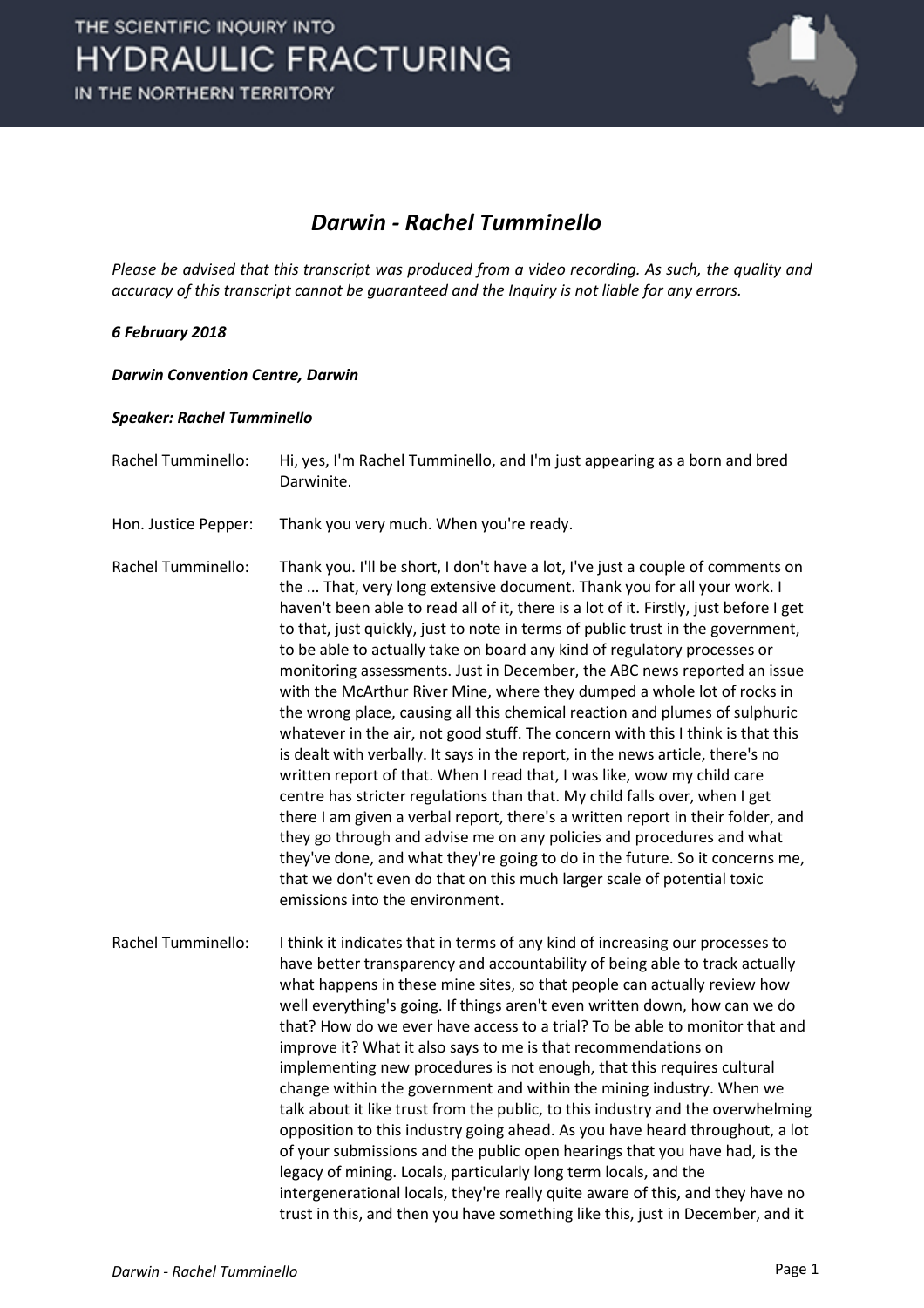## *Darwin - Rachel Tumminello*

*Please be advised that this transcript was produced from a video recording. As such, the quality and accuracy of this transcript cannot be guaranteed and the Inquiry is not liable for any errors.*

***6 February 2018***

***Darwin Convention Centre, Darwin***

***Speaker: Rachel Tumminello***

Rachel Tumminello: Hi, yes, I'm Rachel Tumminello, and I'm just appearing as a born and bred Darwinite.

Hon. Justice Pepper: Thank you very much. When you're ready.

Rachel Tumminello: Thank you. I'll be short, I don't have a lot, I've just a couple of comments on the ... That, very long extensive document. Thank you for all your work. I haven't been able to read all of it, there is a lot of it. Firstly, just before I get to that, just quickly, just to note in terms of public trust in the government, to be able to actually take on board any kind of regulatory processes or monitoring assessments. Just in December, the ABC news reported an issue with the McArthur River Mine, where they dumped a whole lot of rocks in the wrong place, causing all this chemical reaction and plumes of sulphuric whatever in the air, not good stuff. The concern with this I think is that this is dealt with verbally. It says in the report, in the news article, there's no written report of that. When I read that, I was like, wow my child care centre has stricter regulations than that. My child falls over, when I get there I am given a verbal report, there's a written report in their folder, and they go through and advise me on any policies and procedures and what they've done, and what they're going to do in the future. So it concerns me, that we don't even do that on this much larger scale of potential toxic emissions into the environment.

Rachel Tumminello: I think it indicates that in terms of any kind of increasing our processes to have better transparency and accountability of being able to track actually what happens in these mine sites, so that people can actually review how well everything's going. If things aren't even written down, how can we do that? How do we ever have access to a trial? To be able to monitor that and improve it? What it also says to me is that recommendations on implementing new procedures is not enough, that this requires cultural change within the government and within the mining industry. When we talk about it like trust from the public, to this industry and the overwhelming opposition to this industry going ahead. As you have heard throughout, a lot of your submissions and the public open hearings that you have had, is the legacy of mining. Locals, particularly long term locals, and the intergenerational locals, they're really quite aware of this, and they have no trust in this, and then you have something like this, just in December, and it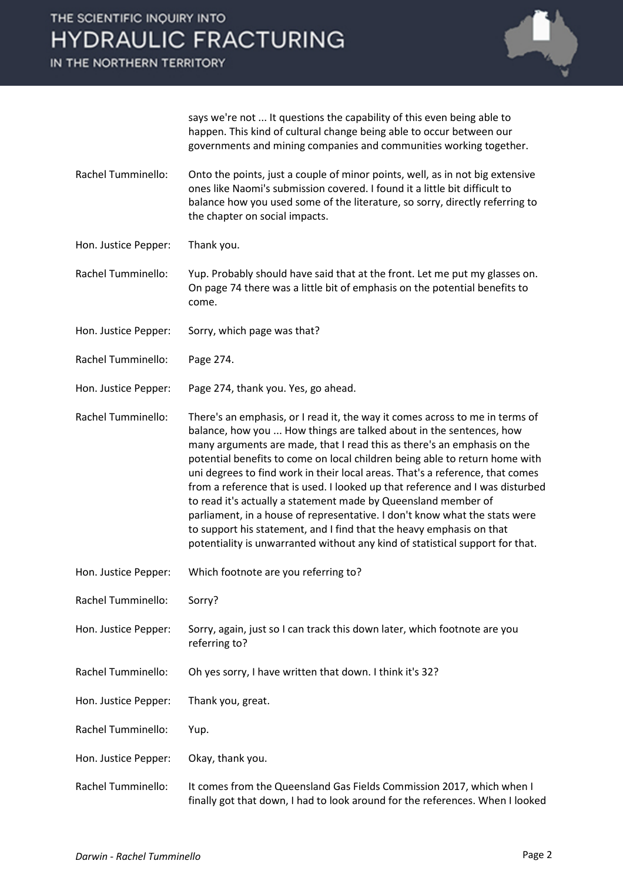says we're not ... It questions the capability of this even being able to happen. This kind of cultural change being able to occur between our governments and mining companies and communities working together.

| | |
|---|---|
| Rachel Tumminello: | Onto the points, just a couple of minor points, well, as in not big extensive ones like Naomi's submission covered. I found it a little bit difficult to balance how you used some of the literature, so sorry, directly referring to the chapter on social impacts. |
| Hon. Justice Pepper: | Thank you. |
| Rachel Tumminello: | Yup. Probably should have said that at the front. Let me put my glasses on. On page 74 there was a little bit of emphasis on the potential benefits to come. |
| Hon. Justice Pepper: | Sorry, which page was that? |
| Rachel Tumminello: | Page 274. |
| Hon. Justice Pepper: | Page 274, thank you. Yes, go ahead. |
| Rachel Tumminello: | There's an emphasis, or I read it, the way it comes across to me in terms of balance, how you ... How things are talked about in the sentences, how many arguments are made, that I read this as there's an emphasis on the potential benefits to come on local children being able to return home with uni degrees to find work in their local areas. That's a reference, that comes from a reference that is used. I looked up that reference and I was disturbed to read it's actually a statement made by Queensland member of parliament, in a house of representative. I don't know what the stats were to support his statement, and I find that the heavy emphasis on that potentiality is unwarranted without any kind of statistical support for that. |
| Hon. Justice Pepper: | Which footnote are you referring to? |
| Rachel Tumminello: | Sorry? |
| Hon. Justice Pepper: | Sorry, again, just so I can track this down later, which footnote are you referring to? |
| Rachel Tumminello: | Oh yes sorry, I have written that down. I think it's 32? |
| Hon. Justice Pepper: | Thank you, great. |
| Rachel Tumminello: | Yup. |
| Hon. Justice Pepper: | Okay, thank you. |
| Rachel Tumminello: | It comes from the Queensland Gas Fields Commission 2017, which when I finally got that down, I had to look around for the references. When I looked |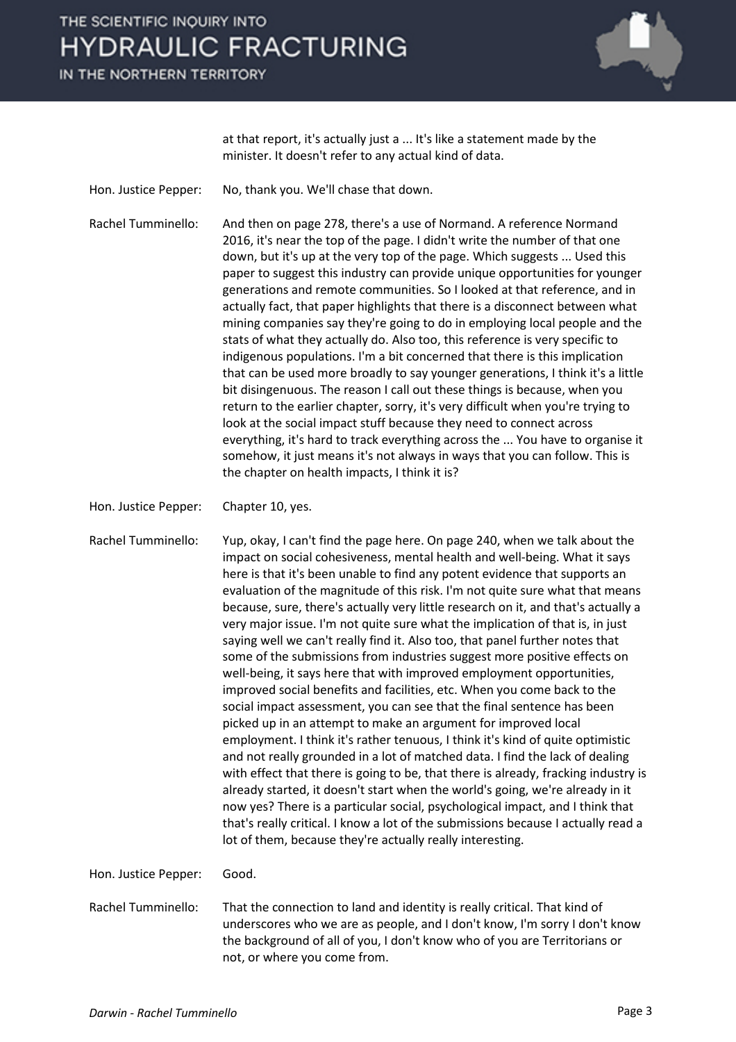at that report, it's actually just a ... It's like a statement made by the minister. It doesn't refer to any actual kind of data.

Hon. Justice Pepper: No, thank you. We'll chase that down.

Rachel Tumminello: And then on page 278, there's a use of Normand. A reference Normand 2016, it's near the top of the page. I didn't write the number of that one down, but it's up at the very top of the page. Which suggests ... Used this paper to suggest this industry can provide unique opportunities for younger generations and remote communities. So I looked at that reference, and in actually fact, that paper highlights that there is a disconnect between what mining companies say they're going to do in employing local people and the stats of what they actually do. Also too, this reference is very specific to indigenous populations. I'm a bit concerned that there is this implication that can be used more broadly to say younger generations, I think it's a little bit disingenuous. The reason I call out these things is because, when you return to the earlier chapter, sorry, it's very difficult when you're trying to look at the social impact stuff because they need to connect across everything, it's hard to track everything across the ... You have to organise it somehow, it just means it's not always in ways that you can follow. This is the chapter on health impacts, I think it is?

Hon. Justice Pepper: Chapter 10, yes.

Rachel Tumminello: Yup, okay, I can't find the page here. On page 240, when we talk about the impact on social cohesiveness, mental health and well-being. What it says here is that it's been unable to find any potent evidence that supports an evaluation of the magnitude of this risk. I'm not quite sure what that means because, sure, there's actually very little research on it, and that's actually a very major issue. I'm not quite sure what the implication of that is, in just saying well we can't really find it. Also too, that panel further notes that some of the submissions from industries suggest more positive effects on well-being, it says here that with improved employment opportunities, improved social benefits and facilities, etc. When you come back to the social impact assessment, you can see that the final sentence has been picked up in an attempt to make an argument for improved local employment. I think it's rather tenuous, I think it's kind of quite optimistic and not really grounded in a lot of matched data. I find the lack of dealing with effect that there is going to be, that there is already, fracking industry is already started, it doesn't start when the world's going, we're already in it now yes? There is a particular social, psychological impact, and I think that that's really critical. I know a lot of the submissions because I actually read a lot of them, because they're actually really interesting.

Hon. Justice Pepper: Good.

Rachel Tumminello: That the connection to land and identity is really critical. That kind of underscores who we are as people, and I don't know, I'm sorry I don't know the background of all of you, I don't know who of you are Territorians or not, or where you come from.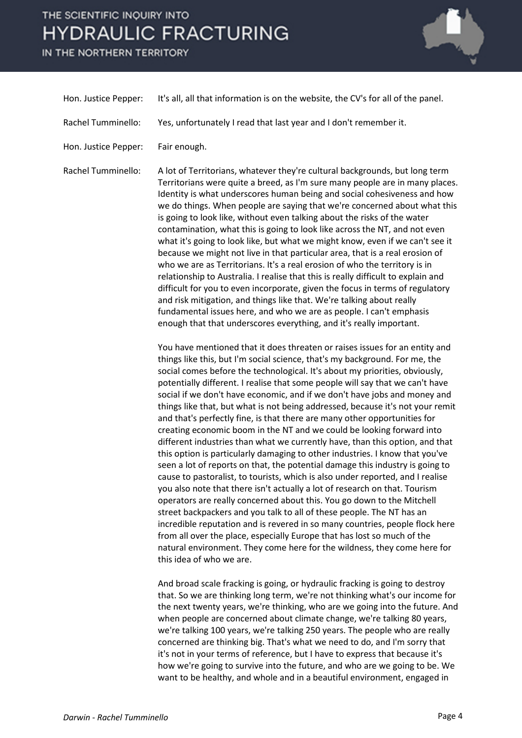Hon. Justice Pepper: It's all, all that information is on the website, the CV's for all of the panel.

Rachel Tumminello: Yes, unfortunately I read that last year and I don't remember it.

Hon. Justice Pepper: Fair enough.

Rachel Tumminello: A lot of Territorians, whatever they're cultural backgrounds, but long term Territorians were quite a breed, as I'm sure many people are in many places. Identity is what underscores human being and social cohesiveness and how we do things. When people are saying that we're concerned about what this is going to look like, without even talking about the risks of the water contamination, what this is going to look like across the NT, and not even what it's going to look like, but what we might know, even if we can't see it because we might not live in that particular area, that is a real erosion of who we are as Territorians. It's a real erosion of who the territory is in relationship to Australia. I realise that this is really difficult to explain and difficult for you to even incorporate, given the focus in terms of regulatory and risk mitigation, and things like that. We're talking about really fundamental issues here, and who we are as people. I can't emphasis enough that that underscores everything, and it's really important.

You have mentioned that it does threaten or raises issues for an entity and things like this, but I'm social science, that's my background. For me, the social comes before the technological. It's about my priorities, obviously, potentially different. I realise that some people will say that we can't have social if we don't have economic, and if we don't have jobs and money and things like that, but what is not being addressed, because it's not your remit and that's perfectly fine, is that there are many other opportunities for creating economic boom in the NT and we could be looking forward into different industries than what we currently have, than this option, and that this option is particularly damaging to other industries. I know that you've seen a lot of reports on that, the potential damage this industry is going to cause to pastoralist, to tourists, which is also under reported, and I realise you also note that there isn't actually a lot of research on that. Tourism operators are really concerned about this. You go down to the Mitchell street backpackers and you talk to all of these people. The NT has an incredible reputation and is revered in so many countries, people flock here from all over the place, especially Europe that has lost so much of the natural environment. They come here for the wildness, they come here for this idea of who we are.

And broad scale fracking is going, or hydraulic fracking is going to destroy that. So we are thinking long term, we're not thinking what's our income for the next twenty years, we're thinking, who are we going into the future. And when people are concerned about climate change, we're talking 80 years, we're talking 100 years, we're talking 250 years. The people who are really concerned are thinking big. That's what we need to do, and I'm sorry that it's not in your terms of reference, but I have to express that because it's how we're going to survive into the future, and who are we going to be. We want to be healthy, and whole and in a beautiful environment, engaged in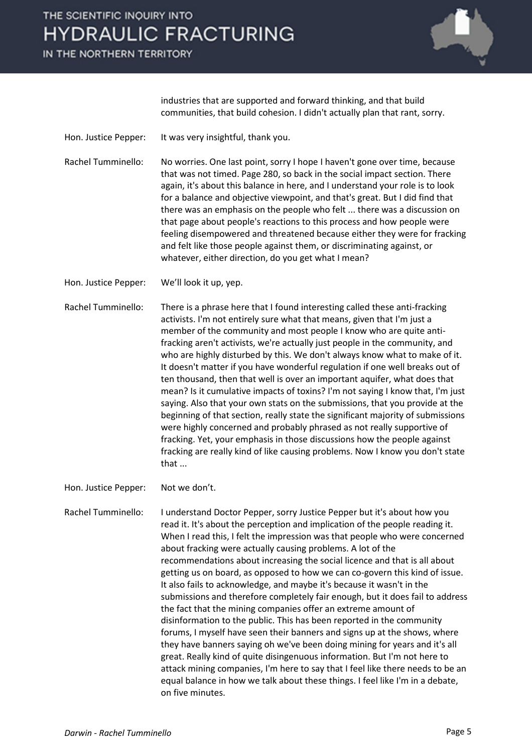industries that are supported and forward thinking, and that build communities, that build cohesion. I didn't actually plan that rant, sorry.

Hon. Justice Pepper: It was very insightful, thank you.

Rachel Tumminello: No worries. One last point, sorry I hope I haven't gone over time, because that was not timed. Page 280, so back in the social impact section. There again, it's about this balance in here, and I understand your role is to look for a balance and objective viewpoint, and that's great. But I did find that there was an emphasis on the people who felt ... there was a discussion on that page about people's reactions to this process and how people were feeling disempowered and threatened because either they were for fracking and felt like those people against them, or discriminating against, or whatever, either direction, do you get what I mean?

Hon. Justice Pepper: We'll look it up, yep.

Rachel Tumminello: There is a phrase here that I found interesting called these anti-fracking activists. I'm not entirely sure what that means, given that I'm just a member of the community and most people I know who are quite anti-fracking aren't activists, we're actually just people in the community, and who are highly disturbed by this. We don't always know what to make of it. It doesn't matter if you have wonderful regulation if one well breaks out of ten thousand, then that well is over an important aquifer, what does that mean? Is it cumulative impacts of toxins? I'm not saying I know that, I'm just saying. Also that your own stats on the submissions, that you provide at the beginning of that section, really state the significant majority of submissions were highly concerned and probably phrased as not really supportive of fracking. Yet, your emphasis in those discussions how the people against fracking are really kind of like causing problems. Now I know you don't state that ...

Hon. Justice Pepper: Not we don't.

Rachel Tumminello: I understand Doctor Pepper, sorry Justice Pepper but it's about how you read it. It's about the perception and implication of the people reading it. When I read this, I felt the impression was that people who were concerned about fracking were actually causing problems. A lot of the recommendations about increasing the social licence and that is all about getting us on board, as opposed to how we can co-govern this kind of issue. It also fails to acknowledge, and maybe it's because it wasn't in the submissions and therefore completely fair enough, but it does fail to address the fact that the mining companies offer an extreme amount of disinformation to the public. This has been reported in the community forums, I myself have seen their banners and signs up at the shows, where they have banners saying oh we've been doing mining for years and it's all great. Really kind of quite disingenuous information. But I'm not here to attack mining companies, I'm here to say that I feel like there needs to be an equal balance in how we talk about these things. I feel like I'm in a debate, on five minutes.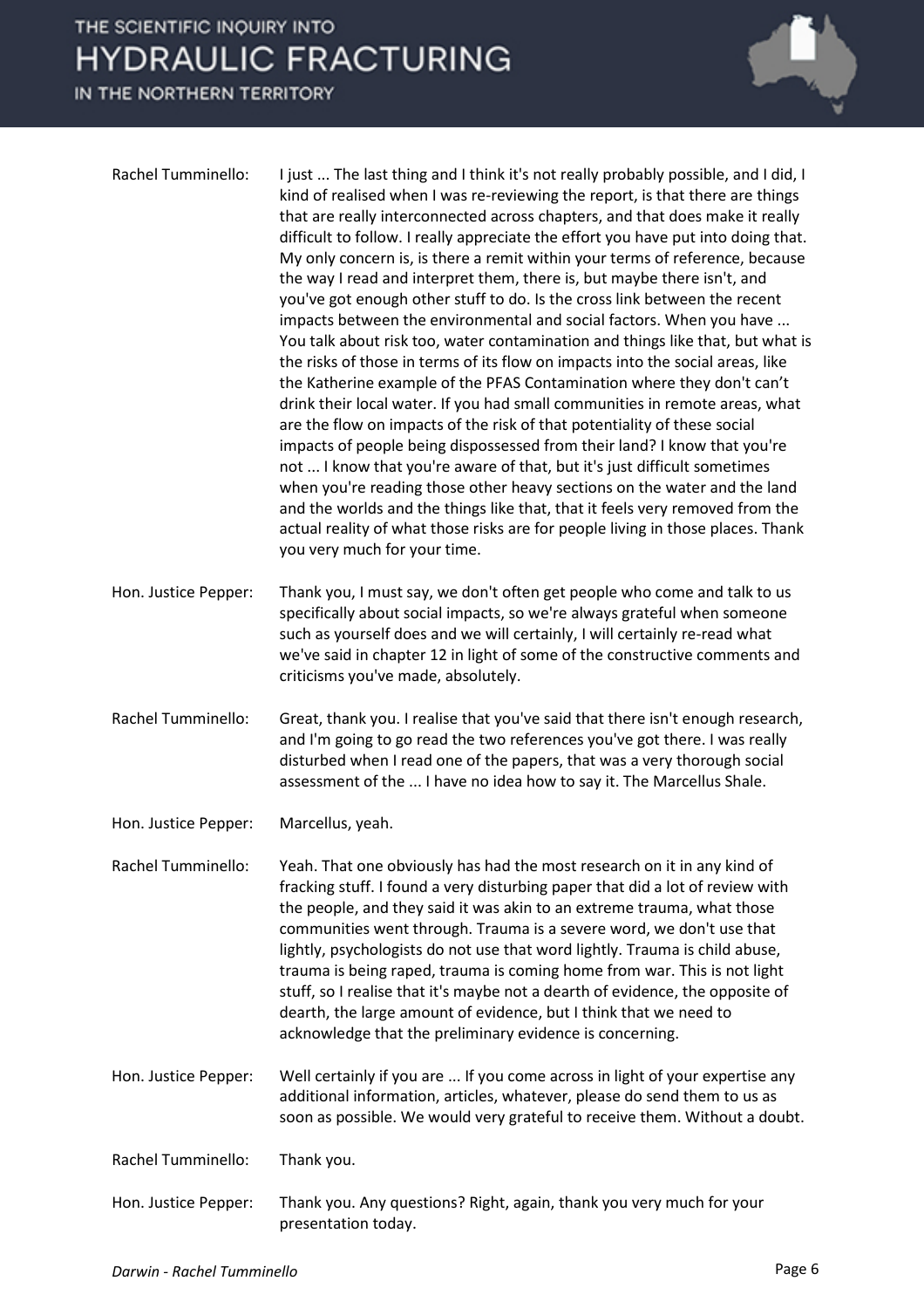Rachel Tumminello: I just ... The last thing and I think it's not really probably possible, and I did, I kind of realised when I was re-reviewing the report, is that there are things that are really interconnected across chapters, and that does make it really difficult to follow. I really appreciate the effort you have put into doing that. My only concern is, is there a remit within your terms of reference, because the way I read and interpret them, there is, but maybe there isn't, and you've got enough other stuff to do. Is the cross link between the recent impacts between the environmental and social factors. When you have ... You talk about risk too, water contamination and things like that, but what is the risks of those in terms of its flow on impacts into the social areas, like the Katherine example of the PFAS Contamination where they don't can't drink their local water. If you had small communities in remote areas, what are the flow on impacts of the risk of that potentiality of these social impacts of people being dispossessed from their land? I know that you're not ... I know that you're aware of that, but it's just difficult sometimes when you're reading those other heavy sections on the water and the land and the worlds and the things like that, that it feels very removed from the actual reality of what those risks are for people living in those places. Thank you very much for your time.

Hon. Justice Pepper: Thank you, I must say, we don't often get people who come and talk to us specifically about social impacts, so we're always grateful when someone such as yourself does and we will certainly, I will certainly re-read what we've said in chapter 12 in light of some of the constructive comments and criticisms you've made, absolutely.

Rachel Tumminello: Great, thank you. I realise that you've said that there isn't enough research, and I'm going to go read the two references you've got there. I was really disturbed when I read one of the papers, that was a very thorough social assessment of the ... I have no idea how to say it. The Marcellus Shale.

Hon. Justice Pepper: Marcellus, yeah.

Rachel Tumminello: Yeah. That one obviously has had the most research on it in any kind of fracking stuff. I found a very disturbing paper that did a lot of review with the people, and they said it was akin to an extreme trauma, what those communities went through. Trauma is a severe word, we don't use that lightly, psychologists do not use that word lightly. Trauma is child abuse, trauma is being raped, trauma is coming home from war. This is not light stuff, so I realise that it's maybe not a dearth of evidence, the opposite of dearth, the large amount of evidence, but I think that we need to acknowledge that the preliminary evidence is concerning.

Hon. Justice Pepper: Well certainly if you are ... If you come across in light of your expertise any additional information, articles, whatever, please do send them to us as soon as possible. We would very grateful to receive them. Without a doubt.

Rachel Tumminello: Thank you.

Hon. Justice Pepper: Thank you. Any questions? Right, again, thank you very much for your presentation today.